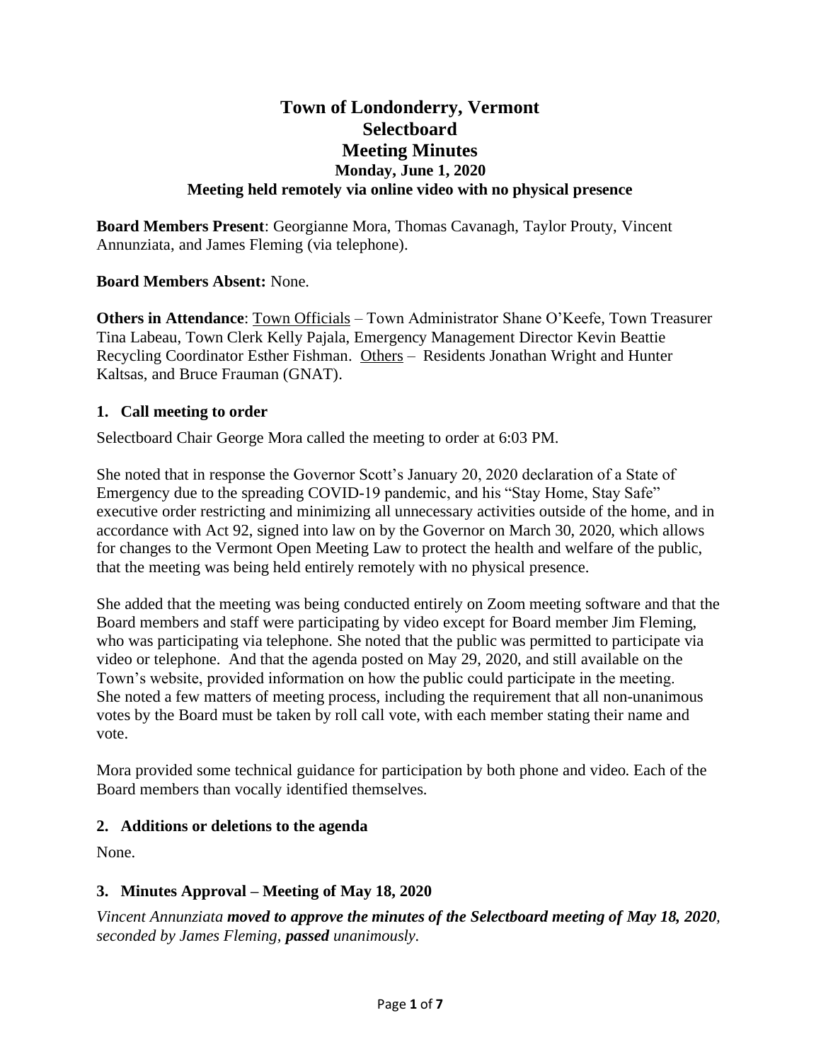# Town of Londonderry, Vermont
# Selectboard
# Meeting Minutes
### Monday, June 1, 2020
### Meeting held remotely via online video with no physical presence

**Board Members Present**: Georgianne Mora, Thomas Cavanagh, Taylor Prouty, Vincent Annunziata, and James Fleming (via telephone).

**Board Members Absent:** None.

**Others in Attendance**: Town Officials – Town Administrator Shane O'Keefe, Town Treasurer Tina Labeau, Town Clerk Kelly Pajala, Emergency Management Director Kevin Beattie Recycling Coordinator Esther Fishman. Others – Residents Jonathan Wright and Hunter Kaltsas, and Bruce Frauman (GNAT).

## 1. Call meeting to order

Selectboard Chair George Mora called the meeting to order at 6:03 PM.

She noted that in response the Governor Scott's January 20, 2020 declaration of a State of Emergency due to the spreading COVID-19 pandemic, and his "Stay Home, Stay Safe" executive order restricting and minimizing all unnecessary activities outside of the home, and in accordance with Act 92, signed into law on by the Governor on March 30, 2020, which allows for changes to the Vermont Open Meeting Law to protect the health and welfare of the public, that the meeting was being held entirely remotely with no physical presence.

She added that the meeting was being conducted entirely on Zoom meeting software and that the Board members and staff were participating by video except for Board member Jim Fleming, who was participating via telephone. She noted that the public was permitted to participate via video or telephone. And that the agenda posted on May 29, 2020, and still available on the Town's website, provided information on how the public could participate in the meeting. She noted a few matters of meeting process, including the requirement that all non-unanimous votes by the Board must be taken by roll call vote, with each member stating their name and vote.

Mora provided some technical guidance for participation by both phone and video. Each of the Board members than vocally identified themselves.

## 2. Additions or deletions to the agenda

None.

## 3. Minutes Approval – Meeting of May 18, 2020

*Vincent Annunziata **moved to approve the minutes of the Selectboard meeting of May 18, 2020**, seconded by James Fleming, **passed** unanimously.*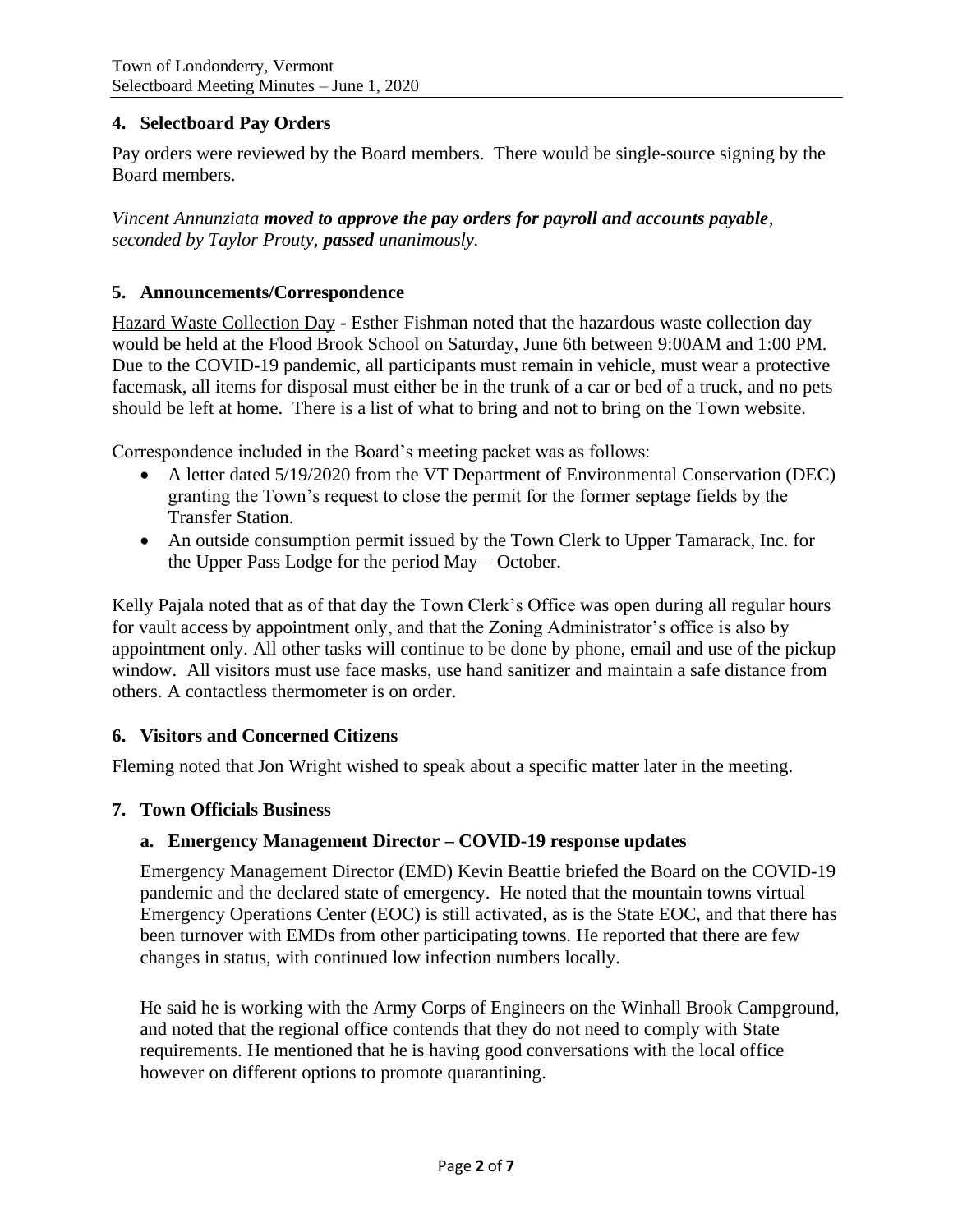## 4. Selectboard Pay Orders

Pay orders were reviewed by the Board members. There would be single-source signing by the Board members.

*Vincent Annunziata* ***moved to approve the pay orders for payroll and accounts payable****, seconded by Taylor Prouty,* ***passed*** *unanimously.*

## 5. Announcements/Correspondence

Hazard Waste Collection Day - Esther Fishman noted that the hazardous waste collection day would be held at the Flood Brook School on Saturday, June 6th between 9:00AM and 1:00 PM. Due to the COVID-19 pandemic, all participants must remain in vehicle, must wear a protective facemask, all items for disposal must either be in the trunk of a car or bed of a truck, and no pets should be left at home. There is a list of what to bring and not to bring on the Town website.

Correspondence included in the Board's meeting packet was as follows:

- A letter dated 5/19/2020 from the VT Department of Environmental Conservation (DEC) granting the Town's request to close the permit for the former septage fields by the Transfer Station.
- An outside consumption permit issued by the Town Clerk to Upper Tamarack, Inc. for the Upper Pass Lodge for the period May – October.

Kelly Pajala noted that as of that day the Town Clerk's Office was open during all regular hours for vault access by appointment only, and that the Zoning Administrator's office is also by appointment only. All other tasks will continue to be done by phone, email and use of the pickup window. All visitors must use face masks, use hand sanitizer and maintain a safe distance from others. A contactless thermometer is on order.

## 6. Visitors and Concerned Citizens

Fleming noted that Jon Wright wished to speak about a specific matter later in the meeting.

## 7. Town Officials Business

### a. Emergency Management Director – COVID-19 response updates

Emergency Management Director (EMD) Kevin Beattie briefed the Board on the COVID-19 pandemic and the declared state of emergency. He noted that the mountain towns virtual Emergency Operations Center (EOC) is still activated, as is the State EOC, and that there has been turnover with EMDs from other participating towns. He reported that there are few changes in status, with continued low infection numbers locally.

He said he is working with the Army Corps of Engineers on the Winhall Brook Campground, and noted that the regional office contends that they do not need to comply with State requirements. He mentioned that he is having good conversations with the local office however on different options to promote quarantining.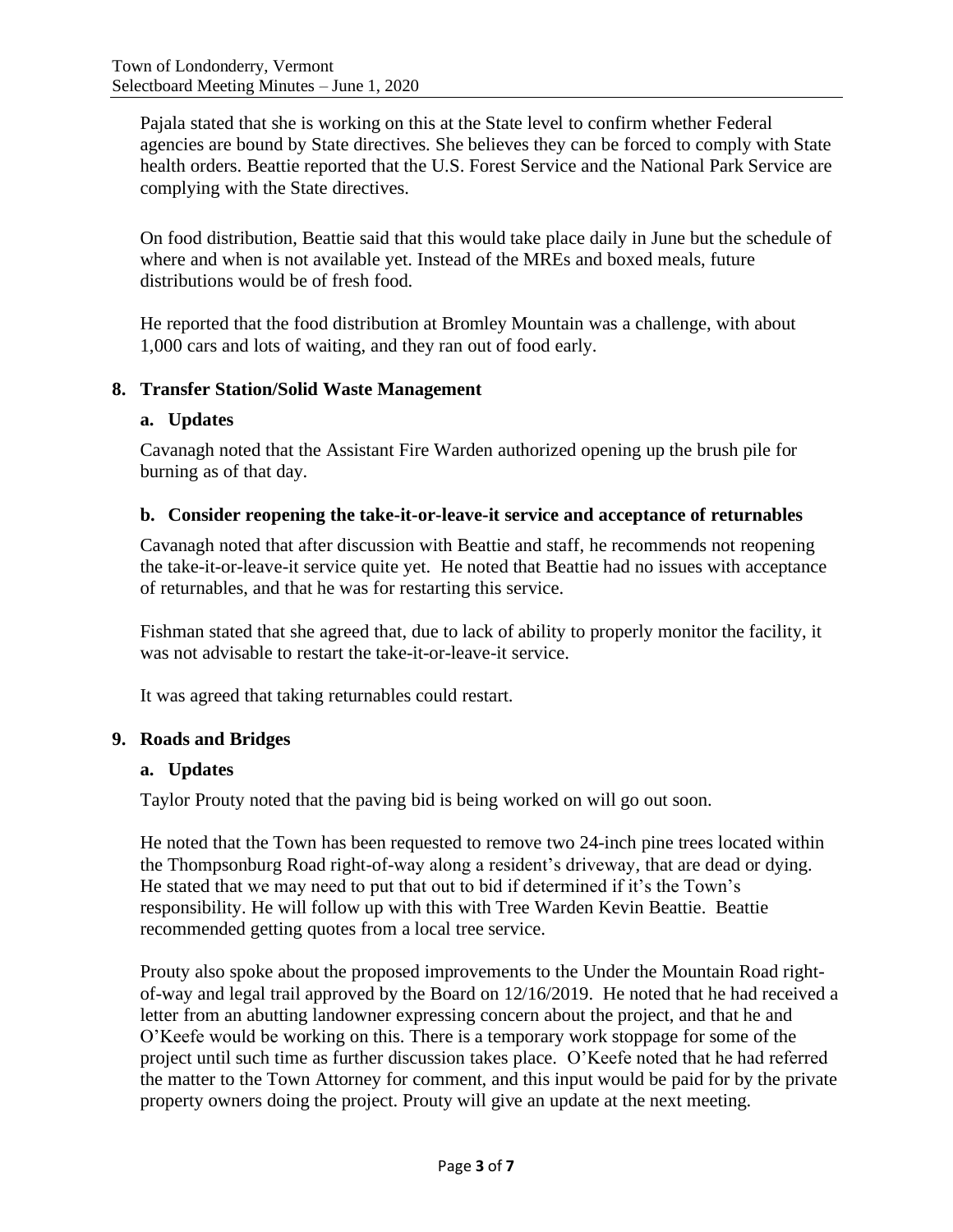Pajala stated that she is working on this at the State level to confirm whether Federal agencies are bound by State directives. She believes they can be forced to comply with State health orders. Beattie reported that the U.S. Forest Service and the National Park Service are complying with the State directives.

On food distribution, Beattie said that this would take place daily in June but the schedule of where and when is not available yet. Instead of the MREs and boxed meals, future distributions would be of fresh food.

He reported that the food distribution at Bromley Mountain was a challenge, with about 1,000 cars and lots of waiting, and they ran out of food early.

## 8. Transfer Station/Solid Waste Management

### a. Updates

Cavanagh noted that the Assistant Fire Warden authorized opening up the brush pile for burning as of that day.

### b. Consider reopening the take-it-or-leave-it service and acceptance of returnables

Cavanagh noted that after discussion with Beattie and staff, he recommends not reopening the take-it-or-leave-it service quite yet. He noted that Beattie had no issues with acceptance of returnables, and that he was for restarting this service.

Fishman stated that she agreed that, due to lack of ability to properly monitor the facility, it was not advisable to restart the take-it-or-leave-it service.

It was agreed that taking returnables could restart.

## 9. Roads and Bridges

### a. Updates

Taylor Prouty noted that the paving bid is being worked on will go out soon.

He noted that the Town has been requested to remove two 24-inch pine trees located within the Thompsonburg Road right-of-way along a resident's driveway, that are dead or dying. He stated that we may need to put that out to bid if determined if it's the Town's responsibility. He will follow up with this with Tree Warden Kevin Beattie. Beattie recommended getting quotes from a local tree service.

Prouty also spoke about the proposed improvements to the Under the Mountain Road right-of-way and legal trail approved by the Board on 12/16/2019. He noted that he had received a letter from an abutting landowner expressing concern about the project, and that he and O'Keefe would be working on this. There is a temporary work stoppage for some of the project until such time as further discussion takes place. O'Keefe noted that he had referred the matter to the Town Attorney for comment, and this input would be paid for by the private property owners doing the project. Prouty will give an update at the next meeting.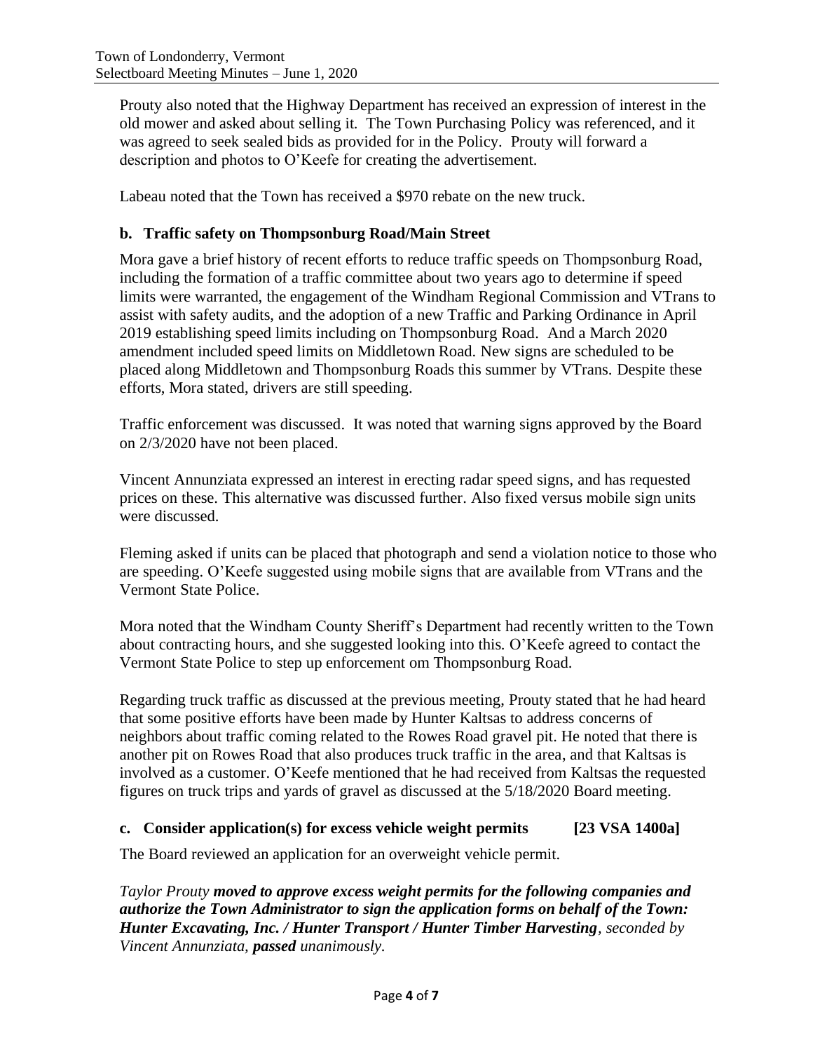Prouty also noted that the Highway Department has received an expression of interest in the old mower and asked about selling it. The Town Purchasing Policy was referenced, and it was agreed to seek sealed bids as provided for in the Policy. Prouty will forward a description and photos to O'Keefe for creating the advertisement.

Labeau noted that the Town has received a $970 rebate on the new truck.

### b. Traffic safety on Thompsonburg Road/Main Street

Mora gave a brief history of recent efforts to reduce traffic speeds on Thompsonburg Road, including the formation of a traffic committee about two years ago to determine if speed limits were warranted, the engagement of the Windham Regional Commission and VTrans to assist with safety audits, and the adoption of a new Traffic and Parking Ordinance in April 2019 establishing speed limits including on Thompsonburg Road. And a March 2020 amendment included speed limits on Middletown Road. New signs are scheduled to be placed along Middletown and Thompsonburg Roads this summer by VTrans. Despite these efforts, Mora stated, drivers are still speeding.

Traffic enforcement was discussed. It was noted that warning signs approved by the Board on 2/3/2020 have not been placed.

Vincent Annunziata expressed an interest in erecting radar speed signs, and has requested prices on these. This alternative was discussed further. Also fixed versus mobile sign units were discussed.

Fleming asked if units can be placed that photograph and send a violation notice to those who are speeding. O'Keefe suggested using mobile signs that are available from VTrans and the Vermont State Police.

Mora noted that the Windham County Sheriff's Department had recently written to the Town about contracting hours, and she suggested looking into this. O'Keefe agreed to contact the Vermont State Police to step up enforcement om Thompsonburg Road.

Regarding truck traffic as discussed at the previous meeting, Prouty stated that he had heard that some positive efforts have been made by Hunter Kaltsas to address concerns of neighbors about traffic coming related to the Rowes Road gravel pit. He noted that there is another pit on Rowes Road that also produces truck traffic in the area, and that Kaltsas is involved as a customer. O'Keefe mentioned that he had received from Kaltsas the requested figures on truck trips and yards of gravel as discussed at the 5/18/2020 Board meeting.

### c. Consider application(s) for excess vehicle weight permits [23 VSA 1400a]

The Board reviewed an application for an overweight vehicle permit.

*Taylor Prouty **moved to approve excess weight permits for the following companies and authorize the Town Administrator to sign the application forms on behalf of the Town: Hunter Excavating, Inc. / Hunter Transport / Hunter Timber Harvesting**, seconded by Vincent Annunziata, **passed** unanimously.*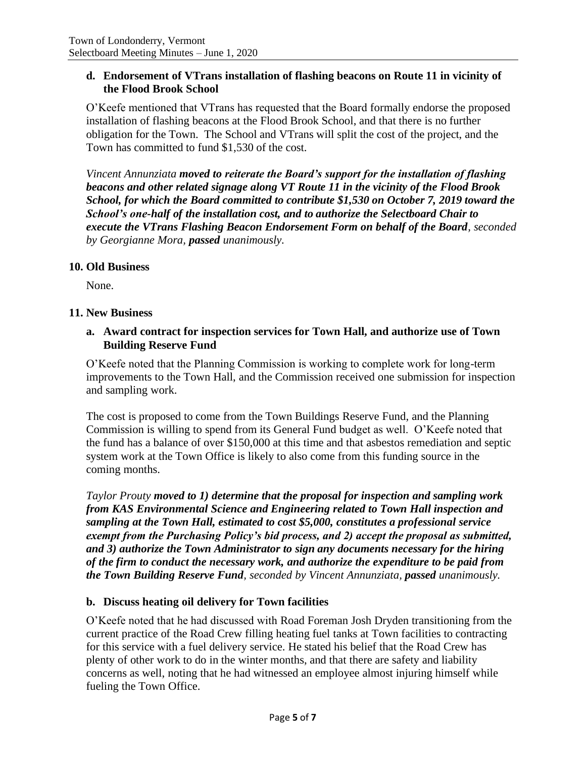**d. Endorsement of VTrans installation of flashing beacons on Route 11 in vicinity of the Flood Brook School**

O'Keefe mentioned that VTrans has requested that the Board formally endorse the proposed installation of flashing beacons at the Flood Brook School, and that there is no further obligation for the Town. The School and VTrans will split the cost of the project, and the Town has committed to fund $1,530 of the cost.

*Vincent Annunziata* ***moved to reiterate the Board's support for the installation of flashing beacons and other related signage along VT Route 11 in the vicinity of the Flood Brook School, for which the Board committed to contribute $1,530 on October 7, 2019 toward the School's one-half of the installation cost, and to authorize the Selectboard Chair to execute the VTrans Flashing Beacon Endorsement Form on behalf of the Board****, seconded by Georgianne Mora,* ***passed*** *unanimously.*

## 10. Old Business

None.

## 11. New Business

**a. Award contract for inspection services for Town Hall, and authorize use of Town Building Reserve Fund**

O'Keefe noted that the Planning Commission is working to complete work for long-term improvements to the Town Hall, and the Commission received one submission for inspection and sampling work.

The cost is proposed to come from the Town Buildings Reserve Fund, and the Planning Commission is willing to spend from its General Fund budget as well. O'Keefe noted that the fund has a balance of over $150,000 at this time and that asbestos remediation and septic system work at the Town Office is likely to also come from this funding source in the coming months.

*Taylor Prouty* ***moved to 1) determine that the proposal for inspection and sampling work from KAS Environmental Science and Engineering related to Town Hall inspection and sampling at the Town Hall, estimated to cost $5,000, constitutes a professional service exempt from the Purchasing Policy's bid process, and 2) accept the proposal as submitted, and 3) authorize the Town Administrator to sign any documents necessary for the hiring of the firm to conduct the necessary work, and authorize the expenditure to be paid from the Town Building Reserve Fund****, seconded by Vincent Annunziata,* ***passed*** *unanimously.*

**b. Discuss heating oil delivery for Town facilities**

O'Keefe noted that he had discussed with Road Foreman Josh Dryden transitioning from the current practice of the Road Crew filling heating fuel tanks at Town facilities to contracting for this service with a fuel delivery service. He stated his belief that the Road Crew has plenty of other work to do in the winter months, and that there are safety and liability concerns as well, noting that he had witnessed an employee almost injuring himself while fueling the Town Office.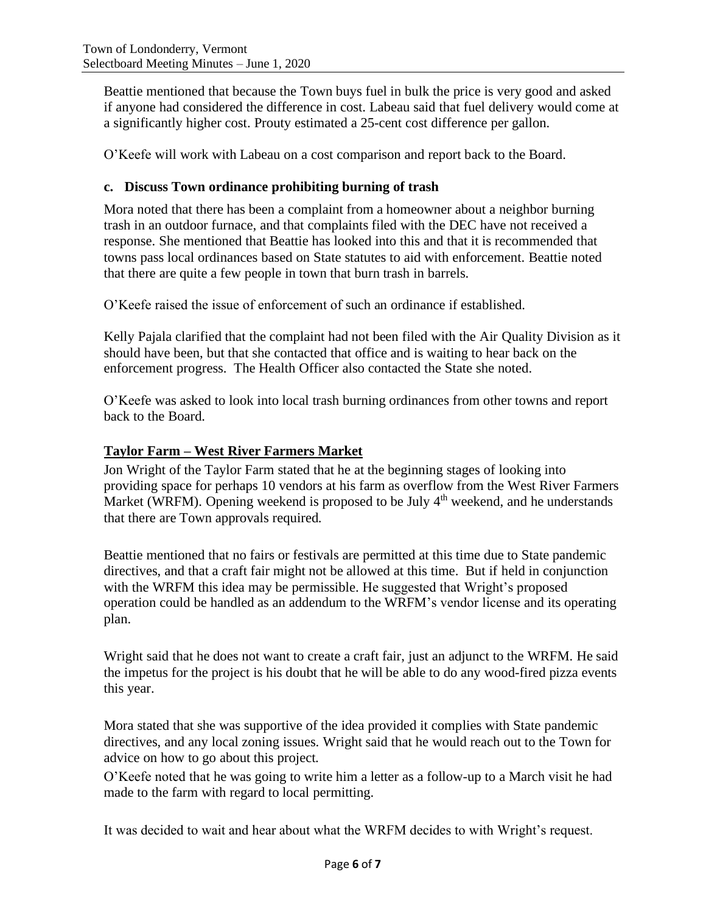Beattie mentioned that because the Town buys fuel in bulk the price is very good and asked if anyone had considered the difference in cost. Labeau said that fuel delivery would come at a significantly higher cost. Prouty estimated a 25-cent cost difference per gallon.

O'Keefe will work with Labeau on a cost comparison and report back to the Board.

### c. Discuss Town ordinance prohibiting burning of trash

Mora noted that there has been a complaint from a homeowner about a neighbor burning trash in an outdoor furnace, and that complaints filed with the DEC have not received a response. She mentioned that Beattie has looked into this and that it is recommended that towns pass local ordinances based on State statutes to aid with enforcement. Beattie noted that there are quite a few people in town that burn trash in barrels.

O'Keefe raised the issue of enforcement of such an ordinance if established.

Kelly Pajala clarified that the complaint had not been filed with the Air Quality Division as it should have been, but that she contacted that office and is waiting to hear back on the enforcement progress. The Health Officer also contacted the State she noted.

O'Keefe was asked to look into local trash burning ordinances from other towns and report back to the Board.

### Taylor Farm – West River Farmers Market

Jon Wright of the Taylor Farm stated that he at the beginning stages of looking into providing space for perhaps 10 vendors at his farm as overflow from the West River Farmers Market (WRFM). Opening weekend is proposed to be July 4th weekend, and he understands that there are Town approvals required.

Beattie mentioned that no fairs or festivals are permitted at this time due to State pandemic directives, and that a craft fair might not be allowed at this time. But if held in conjunction with the WRFM this idea may be permissible. He suggested that Wright's proposed operation could be handled as an addendum to the WRFM's vendor license and its operating plan.

Wright said that he does not want to create a craft fair, just an adjunct to the WRFM. He said the impetus for the project is his doubt that he will be able to do any wood-fired pizza events this year.

Mora stated that she was supportive of the idea provided it complies with State pandemic directives, and any local zoning issues. Wright said that he would reach out to the Town for advice on how to go about this project.

O'Keefe noted that he was going to write him a letter as a follow-up to a March visit he had made to the farm with regard to local permitting.

It was decided to wait and hear about what the WRFM decides to with Wright's request.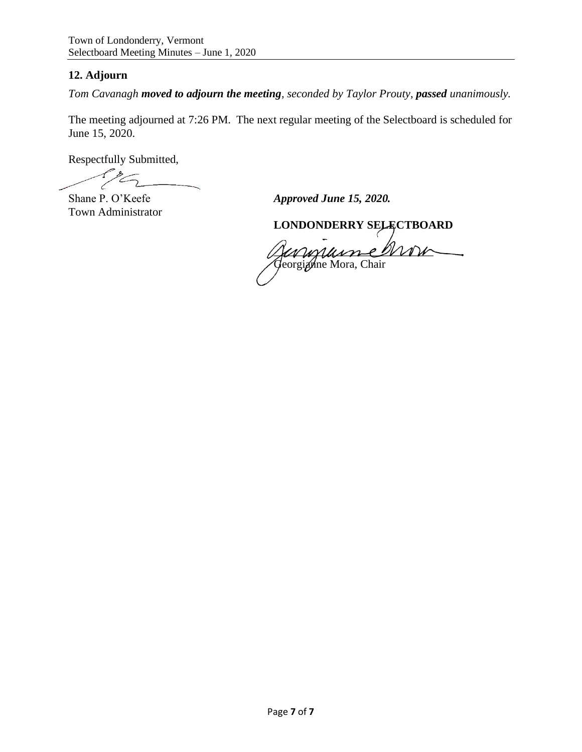## 12. Adjourn

*Tom Cavanagh **moved to adjourn the meeting**, seconded by Taylor Prouty, **passed** unanimously.*

The meeting adjourned at 7:26 PM. The next regular meeting of the Selectboard is scheduled for June 15, 2020.

Respectfully Submitted,

Shane P. O'Keefe
Town Administrator

***Approved June 15, 2020.***

**LONDONDERRY SELECTBOARD**

Georgianne Mora, Chair